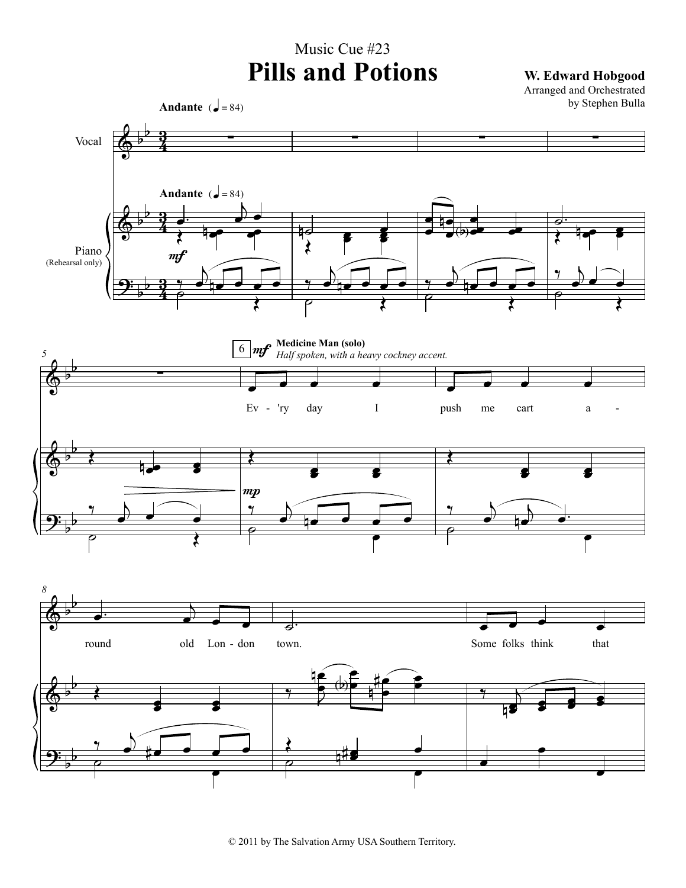Music Cue #23

# Pills and Potions

**W. Edward Hobgood**
Arranged and Orchestrated
by Stephen Bulla

**Andante** (♩ = 84)

Vocal

Piano (Rehearsal only)

*mf*

6 *mf* **Medicine Man (solo)** *Half spoken, with a heavy cockney accent.*

*mp*

Ev - 'ry day I push me cart a - round old Lon - don town. Some folks think that

© 2011 by The Salvation Army USA Southern Territory.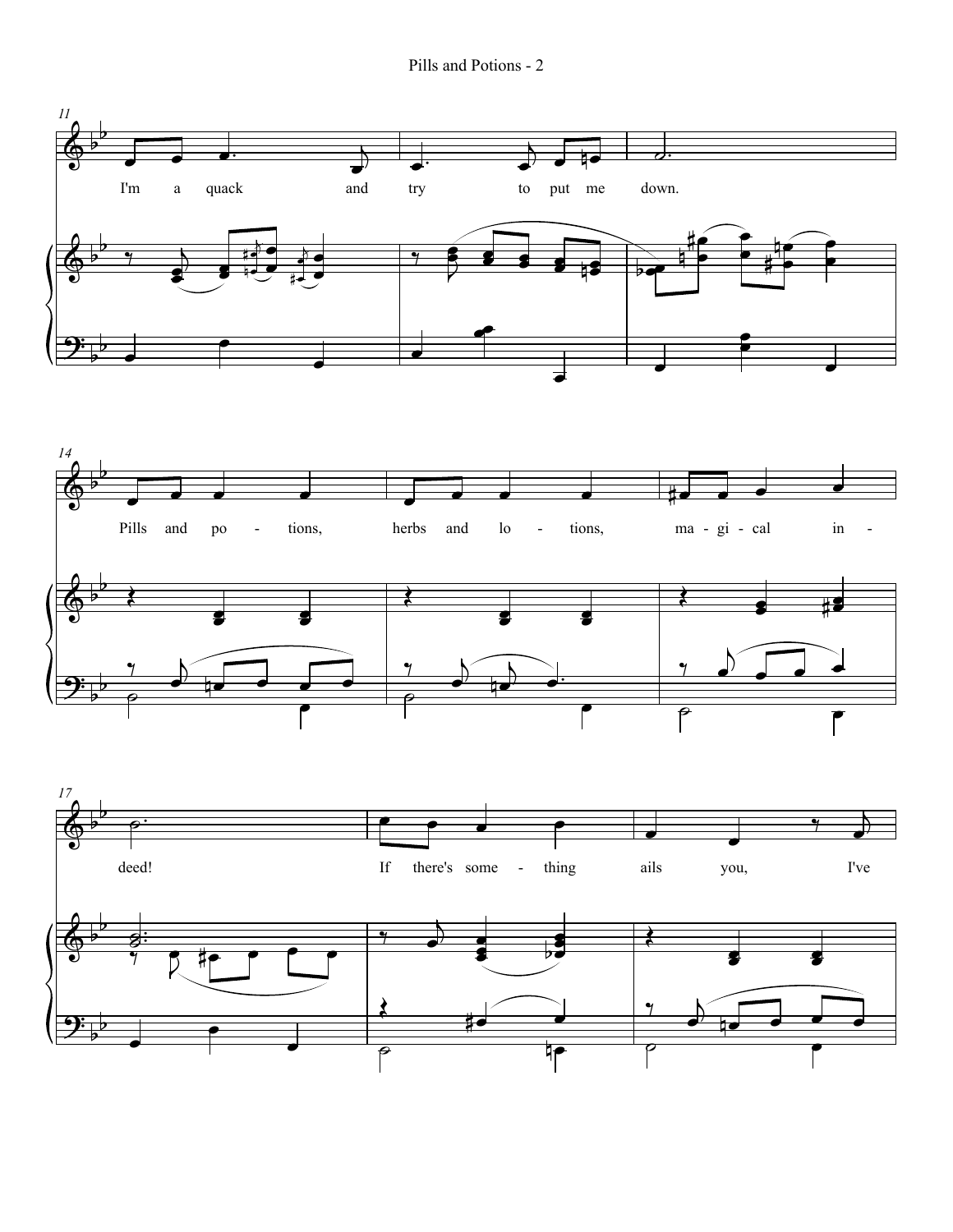I'm a quack and try to put me down.

Pills and po - tions, herbs and lo - tions, ma - gi - cal in - deed! If there's some - thing ails you, I've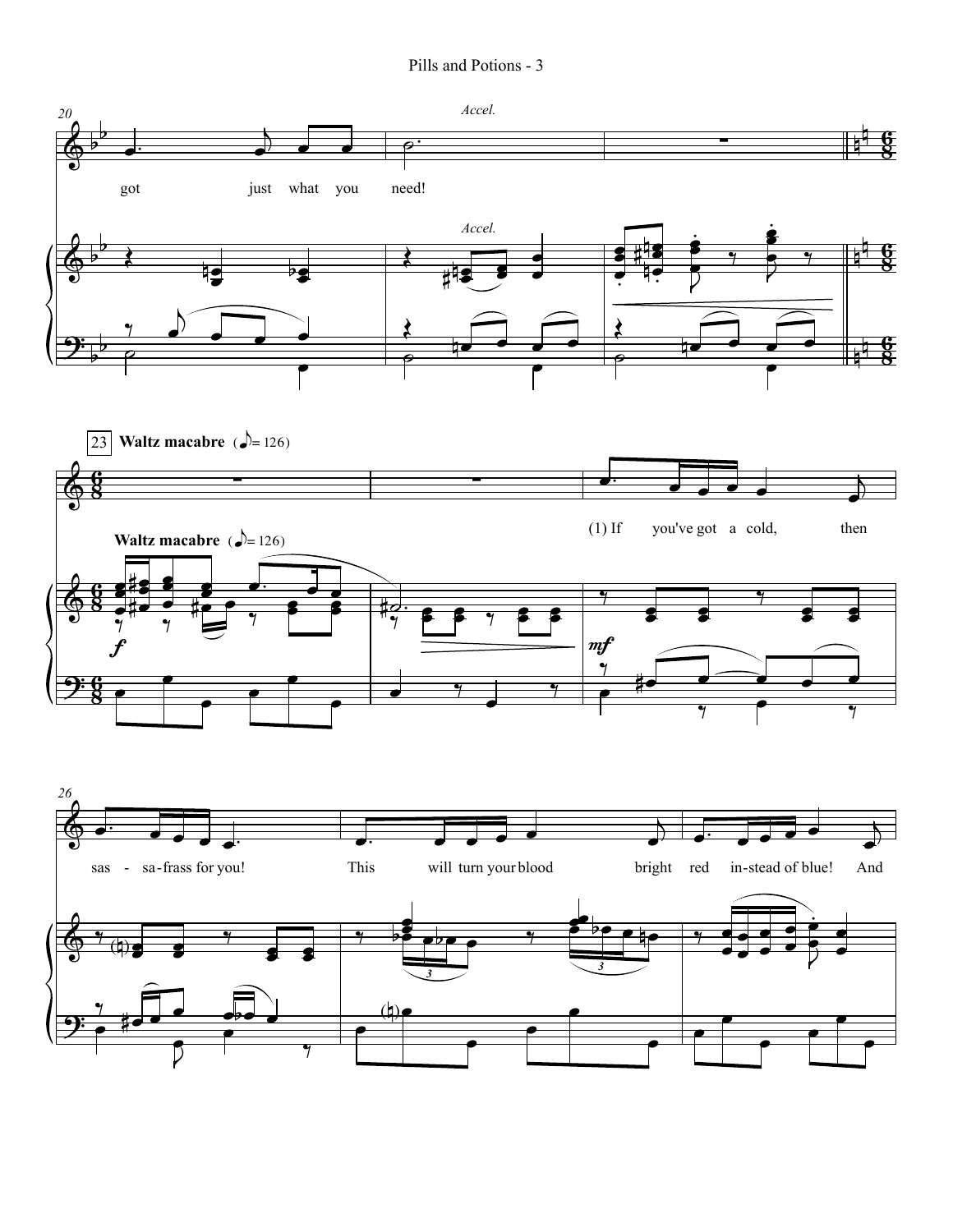20

*Accel.*

got just what you need!

*Accel.*

23 **Waltz macabre** (♪= 126)

**Waltz macabre** (♪= 126)

(1) If you've got a cold, then

26

sas - sa-frass for you! This will turn your blood bright red in-stead of blue! And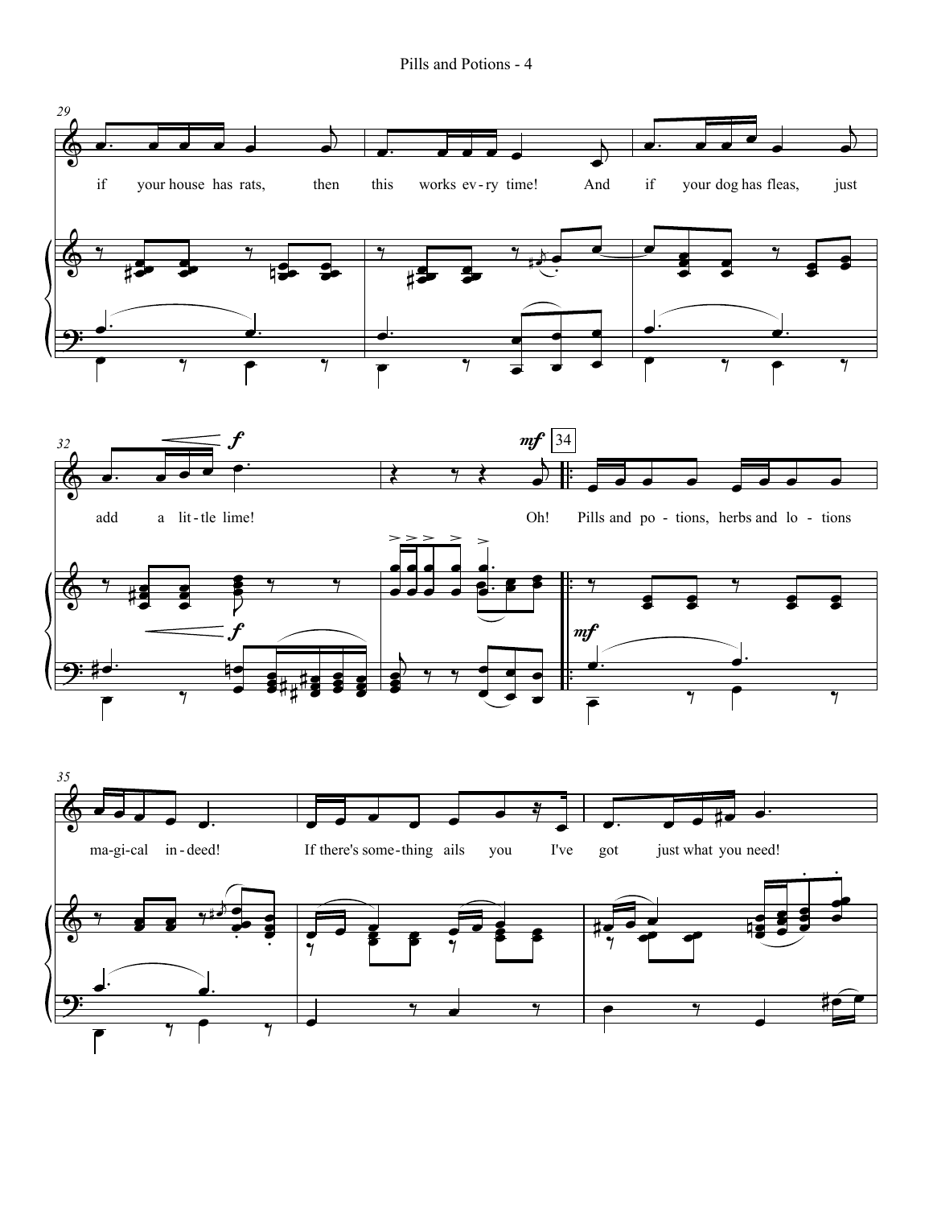29

if your house has rats, then this works ev-ry time! And if your dog has fleas, just

32

add a lit-tle lime! Oh! Pills and po-tions, herbs and lo-tions

*f* *mf* 34

35

ma-gi-cal in-deed! If there's some-thing ails you I've got just what you need!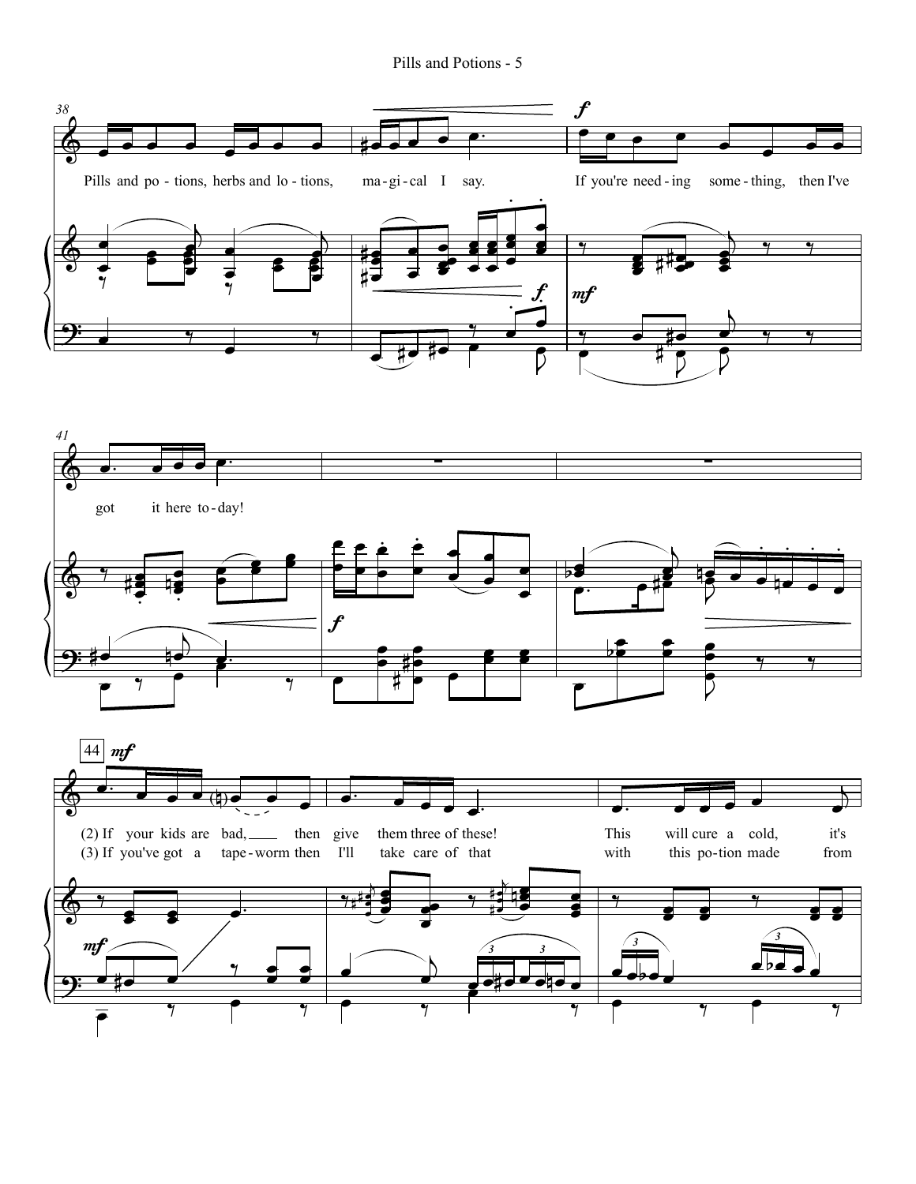Pills and po - tions, herbs and lo - tions, ma - gi - cal I say. If you're need - ing some - thing, then I've got it here to - day!

(2) If your kids are bad, then give them three of these! This will cure a cold, it's

(3) If you've got a tape - worm then I'll take care of that with this po - tion made from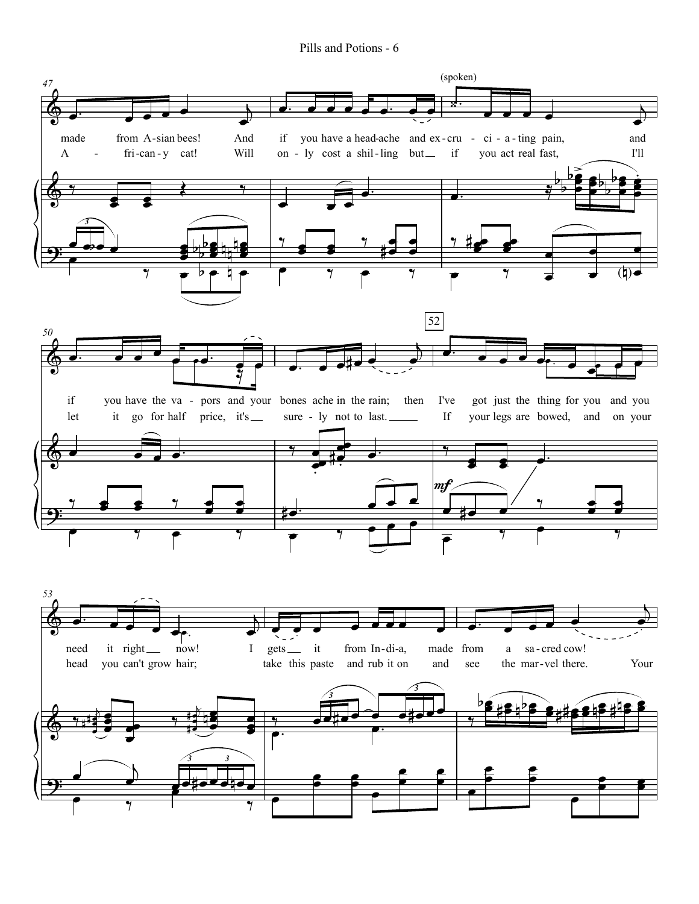(spoken)

made from A-sian bees! And if you have a head-ache and ex-cru - ci - a - ting pain, and
A - fri-can-y cat! Will on - ly cost a shil-ling but if you act real fast, I'll

if you have the va - pors and your bones ache in the rain; then I've got just the thing for you and you
let it go for half price, it's sure - ly not to last. If your legs are bowed, and on your

need it right now! I gets it from In-di-a, made from a sa-cred cow!
head you can't grow hair; take this paste and rub it on and see the mar-vel there. Your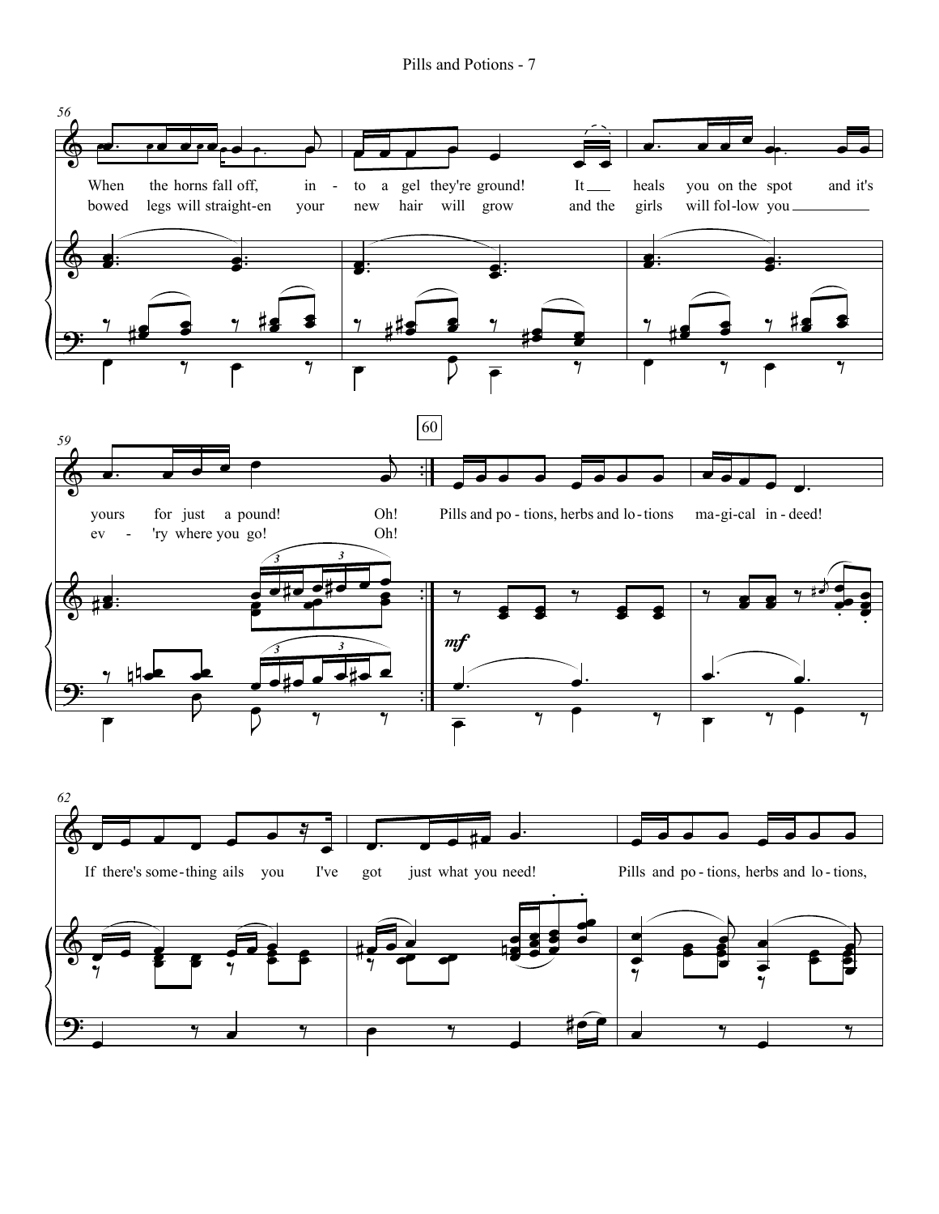When the horns fall off, into a gel they're ground! It heals you on the spot and it's yours for just a pound! Oh!

bowed legs will straight-en your new hair will grow and the girls will fol-low you ev-'ry where you go! Oh!

60

Pills and po-tions, herbs and lo-tions ma-gi-cal in-deed!

*mf*

If there's some-thing ails you I've got just what you need! Pills and po-tions, herbs and lo-tions,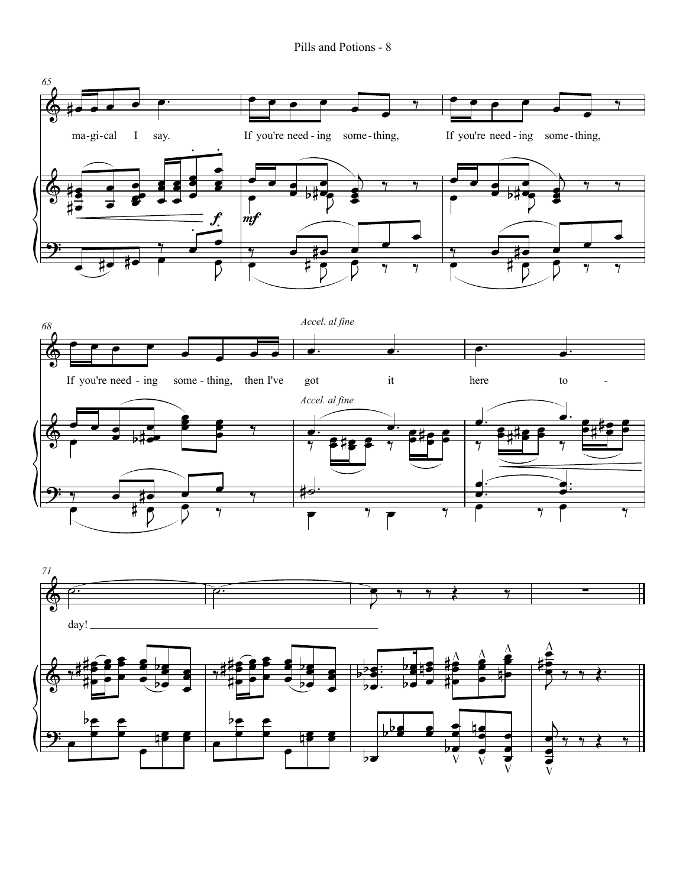65

ma-gi-cal I say. If you're need - ing some - thing, If you're need - ing some - thing,

*f* *mf*

68

*Accel. al fine*

If you're need - ing some - thing, then I've got it here to -

*Accel. al fine*

71

day!